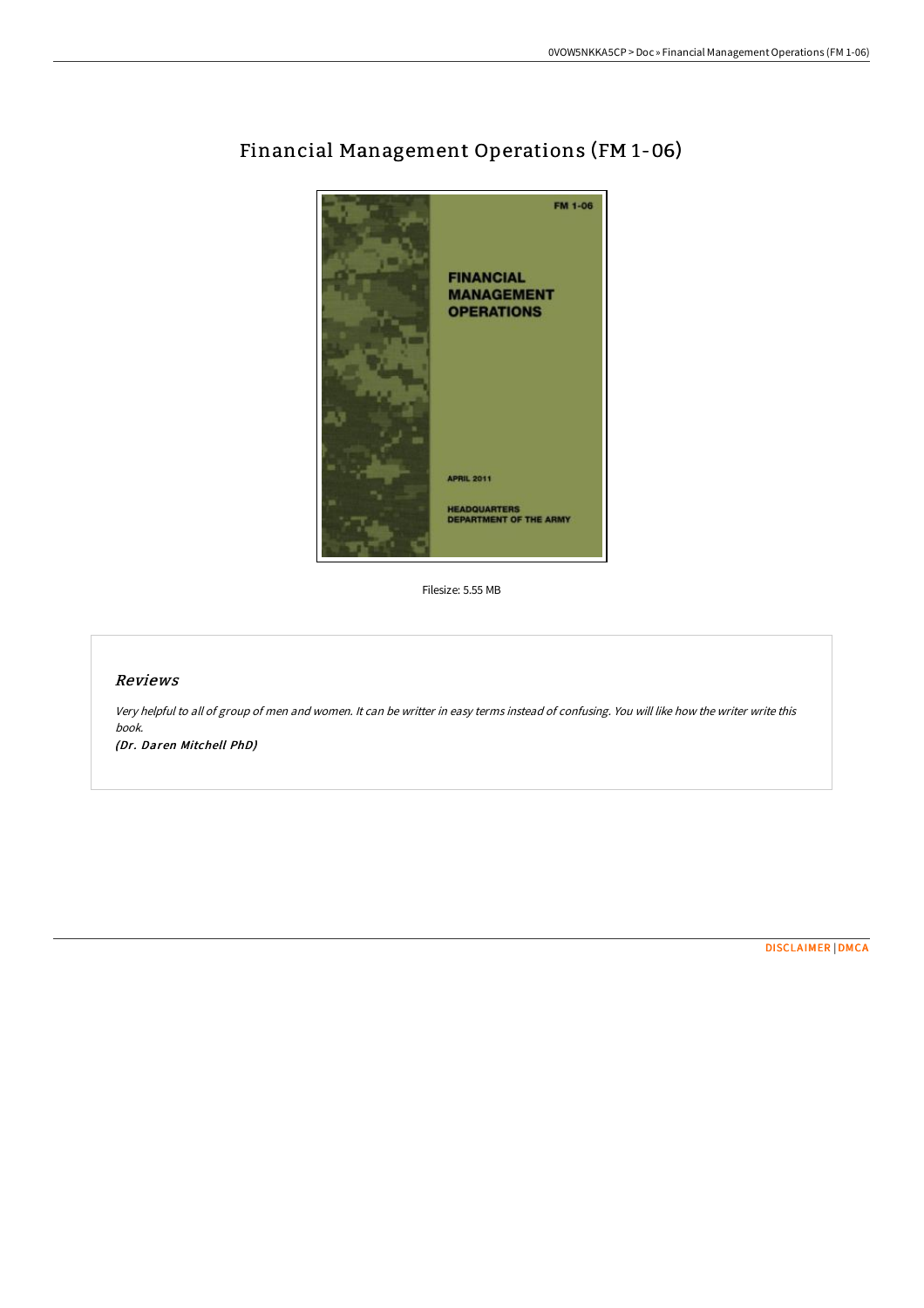# Financial Management Operations (FM 1-06)

Filesize: 5.55 MB

## Reviews

*Very helpful to all of group of men and women. It can be writter in easy terms instead of confusing. You will like how the writer write this book.*

***(Dr. Daren Mitchell PhD)***

DISCLAIMER | DMCA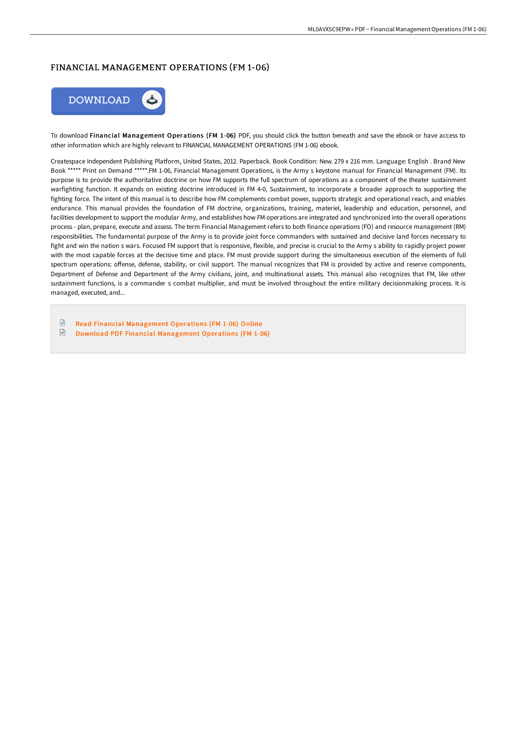# FINANCIAL MANAGEMENT OPERATIONS (FM 1-06)

DOWNLOAD

To download **Financial Management Operations (FM 1-06)** PDF, you should click the button beneath and save the ebook or have access to other information which are highly relevant to FINANCIAL MANAGEMENT OPERATIONS (FM 1-06) ebook.

Createspace Independent Publishing Platform, United States, 2012. Paperback. Book Condition: New. 279 x 216 mm. Language: English . Brand New Book ***** Print on Demand *****.FM 1-06, Financial Management Operations, is the Army s keystone manual for Financial Management (FM). Its purpose is to provide the authoritative doctrine on how FM supports the full spectrum of operations as a component of the theater sustainment warfighting function. It expands on existing doctrine introduced in FM 4-0, Sustainment, to incorporate a broader approach to supporting the fighting force. The intent of this manual is to describe how FM complements combat power, supports strategic and operational reach, and enables endurance. This manual provides the foundation of FM doctrine, organizations, training, materiel, leadership and education, personnel, and facilities development to support the modular Army, and establishes how FM operations are integrated and synchronized into the overall operations process - plan, prepare, execute and assess. The term Financial Management refers to both finance operations (FO) and resource management (RM) responsibilities. The fundamental purpose of the Army is to provide joint force commanders with sustained and decisive land forces necessary to fight and win the nation s wars. Focused FM support that is responsive, flexible, and precise is crucial to the Army s ability to rapidly project power with the most capable forces at the decisive time and place. FM must provide support during the simultaneous execution of the elements of full spectrum operations: offense, defense, stability, or civil support. The manual recognizes that FM is provided by active and reserve components, Department of Defense and Department of the Army civilians, joint, and multinational assets. This manual also recognizes that FM, like other sustainment functions, is a commander s combat multiplier, and must be involved throughout the entire military decisionmaking process. It is managed, executed, and...

- Read Financial Management Operations (FM 1-06) Online
- Download PDF Financial Management Operations (FM 1-06)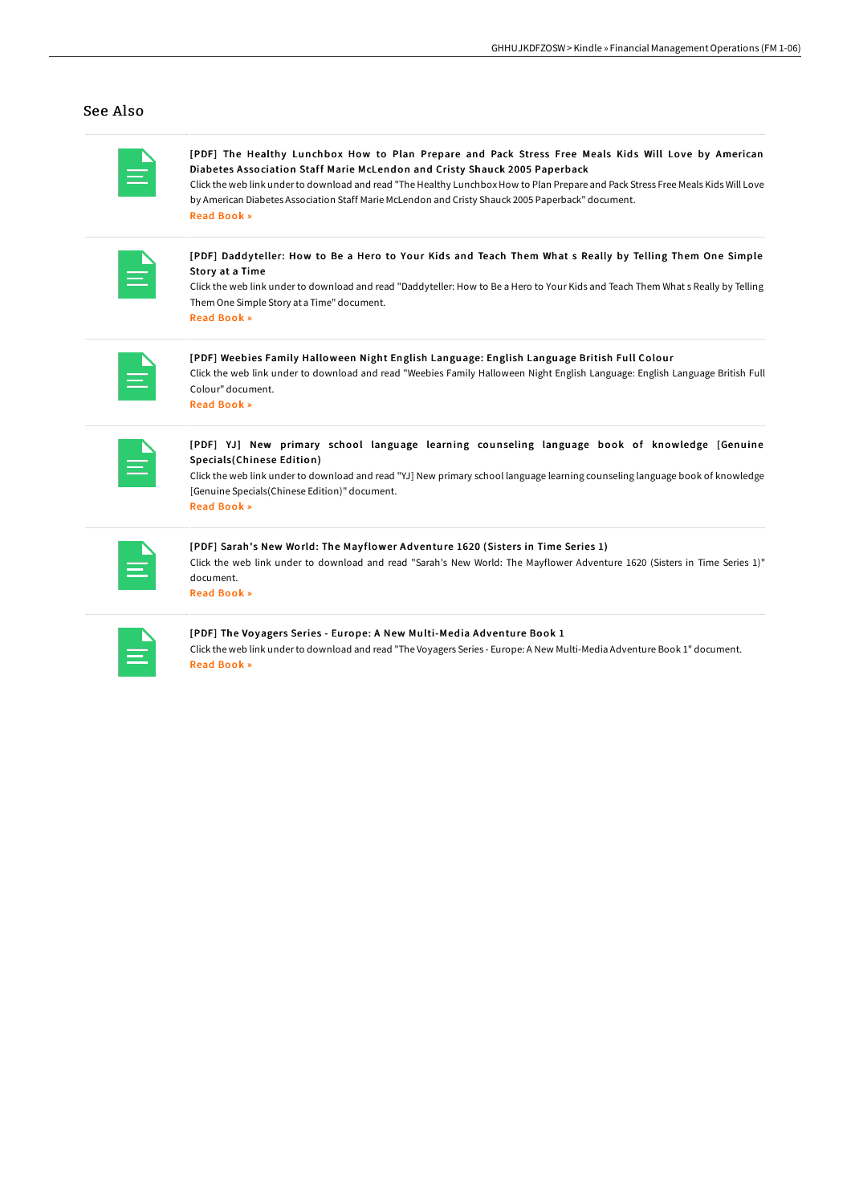## See Also

**[PDF] The Healthy Lunchbox How to Plan Prepare and Pack Stress Free Meals Kids Will Love by American Diabetes Association Staff Marie McLendon and Cristy Shauck 2005 Paperback**

Click the web link under to download and read "The Healthy Lunchbox How to Plan Prepare and Pack Stress Free Meals Kids Will Love by American Diabetes Association Staff Marie McLendon and Cristy Shauck 2005 Paperback" document.

Read Book »

**[PDF] Daddyteller: How to Be a Hero to Your Kids and Teach Them What s Really by Telling Them One Simple Story at a Time**

Click the web link under to download and read "Daddyteller: How to Be a Hero to Your Kids and Teach Them What s Really by Telling Them One Simple Story at a Time" document.

Read Book »

**[PDF] Weebies Family Halloween Night English Language: English Language British Full Colour**

Click the web link under to download and read "Weebies Family Halloween Night English Language: English Language British Full Colour" document.

Read Book »

**[PDF] YJ] New primary school language learning counseling language book of knowledge [Genuine Specials(Chinese Edition)**

Click the web link under to download and read "YJ] New primary school language learning counseling language book of knowledge [Genuine Specials(Chinese Edition)" document.

Read Book »

**[PDF] Sarah's New World: The Mayflower Adventure 1620 (Sisters in Time Series 1)**

Click the web link under to download and read "Sarah's New World: The Mayflower Adventure 1620 (Sisters in Time Series 1)" document.

Read Book »

**[PDF] The Voyagers Series - Europe: A New Multi-Media Adventure Book 1**

Click the web link under to download and read "The Voyagers Series - Europe: A New Multi-Media Adventure Book 1" document.

Read Book »